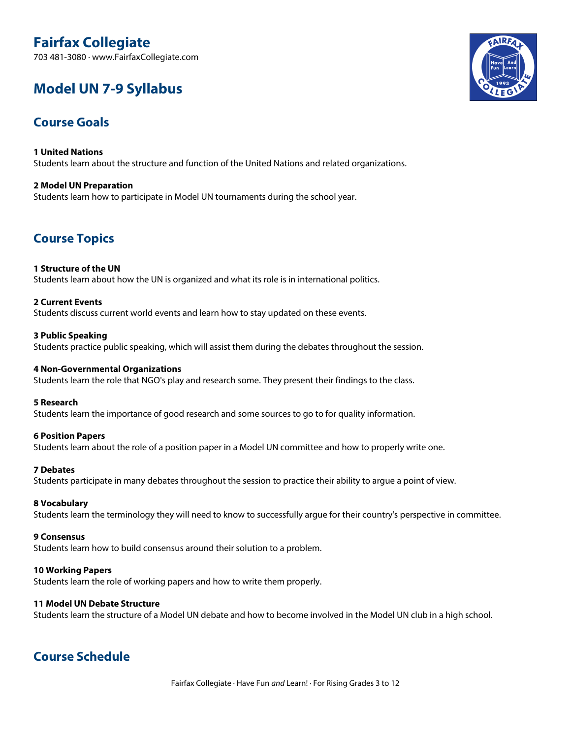# Fairfax Collegiate

703 481-3080 · www.FairfaxCollegiate.com

# Model UN 7-9 Syllabus

## Course Goals

**1 United Nations**
Students learn about the structure and function of the United Nations and related organizations.

**2 Model UN Preparation**
Students learn how to participate in Model UN tournaments during the school year.

## Course Topics

**1 Structure of the UN**
Students learn about how the UN is organized and what its role is in international politics.

**2 Current Events**
Students discuss current world events and learn how to stay updated on these events.

**3 Public Speaking**
Students practice public speaking, which will assist them during the debates throughout the session.

**4 Non-Governmental Organizations**
Students learn the role that NGO's play and research some. They present their findings to the class.

**5 Research**
Students learn the importance of good research and some sources to go to for quality information.

**6 Position Papers**
Students learn about the role of a position paper in a Model UN committee and how to properly write one.

**7 Debates**
Students participate in many debates throughout the session to practice their ability to argue a point of view.

**8 Vocabulary**
Students learn the terminology they will need to know to successfully argue for their country's perspective in committee.

**9 Consensus**
Students learn how to build consensus around their solution to a problem.

**10 Working Papers**
Students learn the role of working papers and how to write them properly.

**11 Model UN Debate Structure**
Students learn the structure of a Model UN debate and how to become involved in the Model UN club in a high school.

## Course Schedule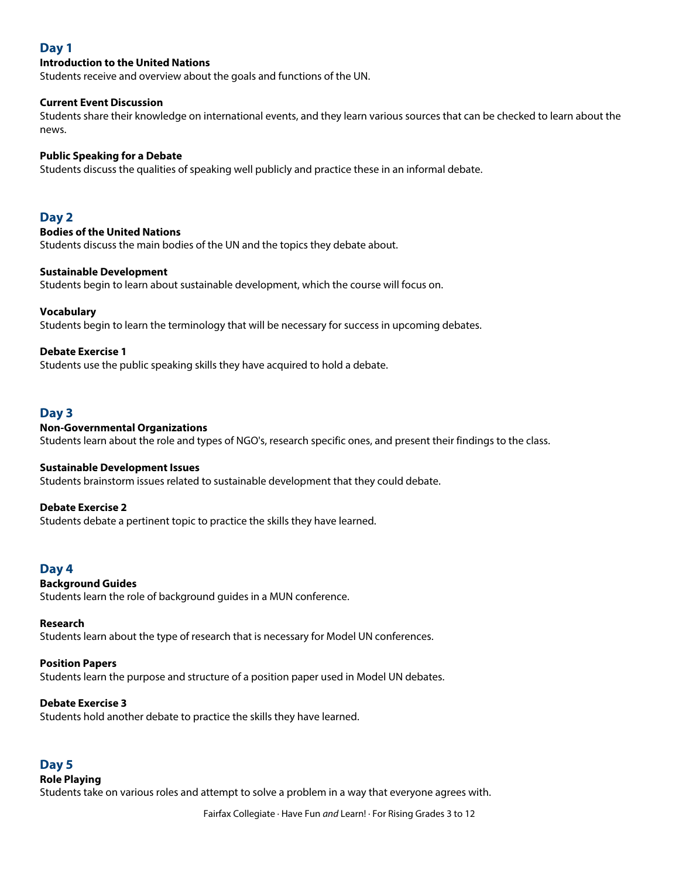## Day 1

**Introduction to the United Nations**
Students receive and overview about the goals and functions of the UN.

**Current Event Discussion**
Students share their knowledge on international events, and they learn various sources that can be checked to learn about the news.

**Public Speaking for a Debate**
Students discuss the qualities of speaking well publicly and practice these in an informal debate.

## Day 2

**Bodies of the United Nations**
Students discuss the main bodies of the UN and the topics they debate about.

**Sustainable Development**
Students begin to learn about sustainable development, which the course will focus on.

**Vocabulary**
Students begin to learn the terminology that will be necessary for success in upcoming debates.

**Debate Exercise 1**
Students use the public speaking skills they have acquired to hold a debate.

## Day 3

**Non-Governmental Organizations**
Students learn about the role and types of NGO's, research specific ones, and present their findings to the class.

**Sustainable Development Issues**
Students brainstorm issues related to sustainable development that they could debate.

**Debate Exercise 2**
Students debate a pertinent topic to practice the skills they have learned.

## Day 4

**Background Guides**
Students learn the role of background guides in a MUN conference.

**Research**
Students learn about the type of research that is necessary for Model UN conferences.

**Position Papers**
Students learn the purpose and structure of a position paper used in Model UN debates.

**Debate Exercise 3**
Students hold another debate to practice the skills they have learned.

## Day 5

**Role Playing**
Students take on various roles and attempt to solve a problem in a way that everyone agrees with.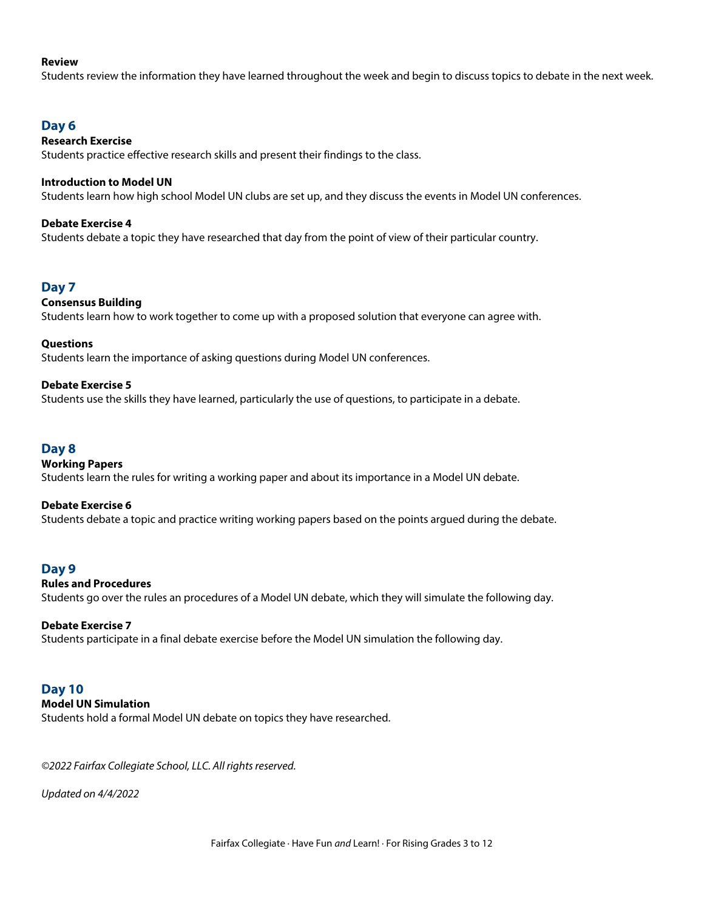**Review**
Students review the information they have learned throughout the week and begin to discuss topics to debate in the next week.

## Day 6

**Research Exercise**
Students practice effective research skills and present their findings to the class.

**Introduction to Model UN**
Students learn how high school Model UN clubs are set up, and they discuss the events in Model UN conferences.

**Debate Exercise 4**
Students debate a topic they have researched that day from the point of view of their particular country.

## Day 7

**Consensus Building**
Students learn how to work together to come up with a proposed solution that everyone can agree with.

**Questions**
Students learn the importance of asking questions during Model UN conferences.

**Debate Exercise 5**
Students use the skills they have learned, particularly the use of questions, to participate in a debate.

## Day 8

**Working Papers**
Students learn the rules for writing a working paper and about its importance in a Model UN debate.

**Debate Exercise 6**
Students debate a topic and practice writing working papers based on the points argued during the debate.

## Day 9

**Rules and Procedures**
Students go over the rules an procedures of a Model UN debate, which they will simulate the following day.

**Debate Exercise 7**
Students participate in a final debate exercise before the Model UN simulation the following day.

## Day 10

**Model UN Simulation**
Students hold a formal Model UN debate on topics they have researched.

*©2022 Fairfax Collegiate School, LLC. All rights reserved.*

*Updated on 4/4/2022*